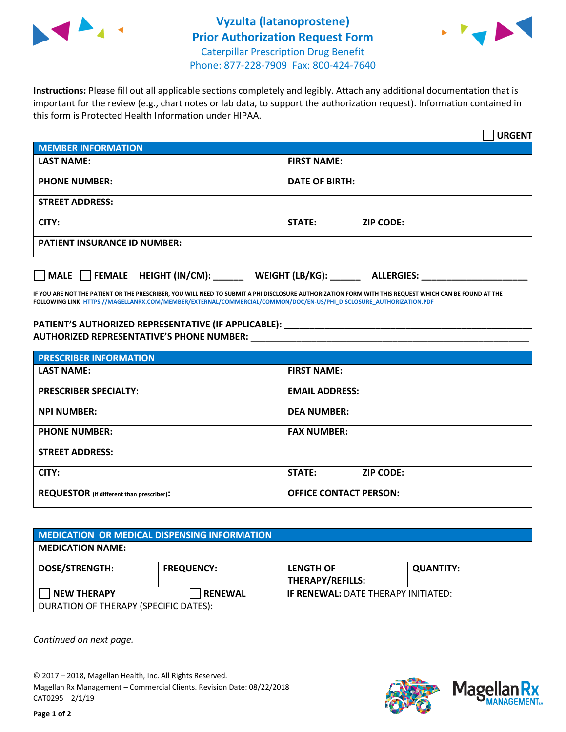# Vyzulta (latanoprostene) Prior Authorization Request Form

Caterpillar Prescription Drug Benefit
Phone: 877-228-7909 Fax: 800-424-7640

**Instructions:** Please fill out all applicable sections completely and legibly. Attach any additional documentation that is important for the review (e.g., chart notes or lab data, to support the authorization request). Information contained in this form is Protected Health Information under HIPAA.

☐ **URGENT**

| **MEMBER INFORMATION** | | |
|---|---|---|
| **LAST NAME:** | **FIRST NAME:** | |
| **PHONE NUMBER:** | **DATE OF BIRTH:** | |
| **STREET ADDRESS:** | | |
| **CITY:** | **STATE:** | **ZIP CODE:** |
| **PATIENT INSURANCE ID NUMBER:** | | |

☐ **MALE** ☐ **FEMALE** **HEIGHT (IN/CM):** ______ **WEIGHT (LB/KG):** ______ **ALLERGIES:** ____________________

**IF YOU ARE NOT THE PATIENT OR THE PRESCRIBER, YOU WILL NEED TO SUBMIT A PHI DISCLOSURE AUTHORIZATION FORM WITH THIS REQUEST WHICH CAN BE FOUND AT THE FOLLOWING LINK: HTTPS://MAGELLANRX.COM/MEMBER/EXTERNAL/COMMERCIAL/COMMON/DOC/EN-US/PHI_DISCLOSURE_AUTHORIZATION.PDF**

**PATIENT'S AUTHORIZED REPRESENTATIVE (IF APPLICABLE):** ____________________________________________
**AUTHORIZED REPRESENTATIVE'S PHONE NUMBER:** ____________________________________________

| **PRESCRIBER INFORMATION** | | |
|---|---|---|
| **LAST NAME:** | **FIRST NAME:** | |
| **PRESCRIBER SPECIALTY:** | **EMAIL ADDRESS:** | |
| **NPI NUMBER:** | **DEA NUMBER:** | |
| **PHONE NUMBER:** | **FAX NUMBER:** | |
| **STREET ADDRESS:** | | |
| **CITY:** | **STATE:** | **ZIP CODE:** |
| **REQUESTOR** (if different than prescriber)**:** | **OFFICE CONTACT PERSON:** | |

| **MEDICATION OR MEDICAL DISPENSING INFORMATION** | | | |
|---|---|---|---|
| **MEDICATION NAME:** | | | |
| **DOSE/STRENGTH:** | **FREQUENCY:** | **LENGTH OF THERAPY/REFILLS:** | **QUANTITY:** |
| ☐ **NEW THERAPY** | ☐ **RENEWAL** | **IF RENEWAL:** DATE THERAPY INITIATED: | |
| DURATION OF THERAPY (SPECIFIC DATES): | | | |

*Continued on next page.*

© 2017 – 2018, Magellan Health, Inc. All Rights Reserved.
Magellan Rx Management – Commercial Clients. Revision Date: 08/22/2018
CAT0295 2/1/19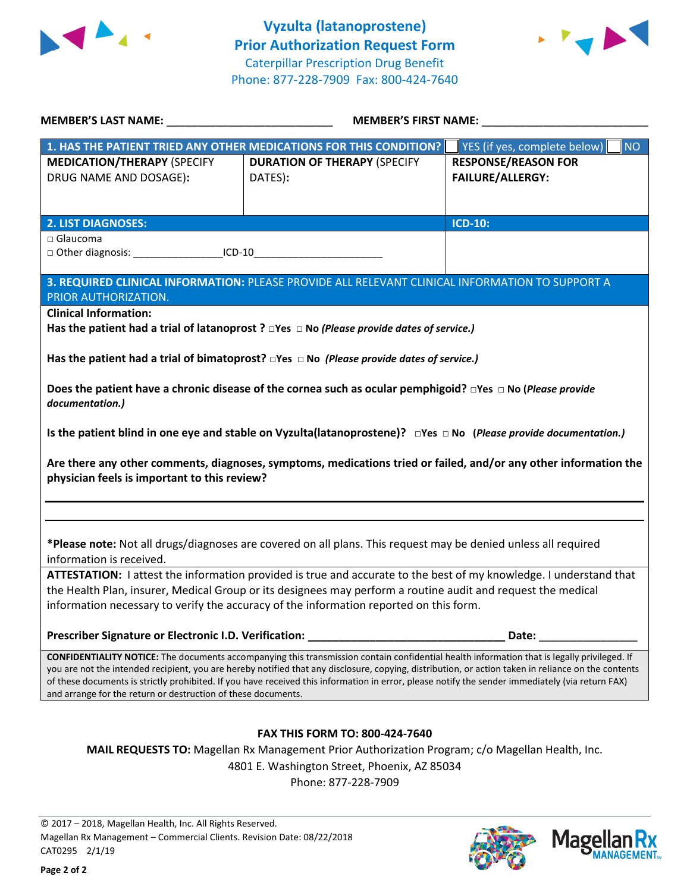# Vyzulta (latanoprostene) Prior Authorization Request Form

Caterpillar Prescription Drug Benefit
Phone: 877-228-7909 Fax: 800-424-7640

**MEMBER'S LAST NAME:** ___________________________ **MEMBER'S FIRST NAME:** ___________________________

| **1. HAS THE PATIENT TRIED ANY OTHER MEDICATIONS FOR THIS CONDITION?** | | ☐ YES (if yes, complete below) ☐ NO |
|---|---|---|
| **MEDICATION/THERAPY** (SPECIFY DRUG NAME AND DOSAGE)**:** | **DURATION OF THERAPY** (SPECIFY DATES)**:** | **RESPONSE/REASON FOR FAILURE/ALLERGY:** |

| **2. LIST DIAGNOSES:** | **ICD-10:** |
|---|---|
| □ Glaucoma<br>□ Other diagnosis: ________________ICD-10_______________________ | |

**3. REQUIRED CLINICAL INFORMATION:** PLEASE PROVIDE ALL RELEVANT CLINICAL INFORMATION TO SUPPORT A PRIOR AUTHORIZATION.

**Clinical Information:**

**Has the patient had a trial of latanoprost ? □Yes □ No** ***(Please provide dates of service.)***

**Has the patient had a trial of bimatoprost? □Yes □ No** ***(Please provide dates of service.)***

**Does the patient have a chronic disease of the cornea such as ocular pemphigoid? □Yes □ No (*Please provide documentation.)***

**Is the patient blind in one eye and stable on Vyzulta(latanoprostene)? □Yes □ No (*Please provide documentation.)***

**Are there any other comments, diagnoses, symptoms, medications tried or failed, and/or any other information the physician feels is important to this review?**

_______________________________________________________________________________

_______________________________________________________________________________

***Please note:** Not all drugs/diagnoses are covered on all plans. This request may be denied unless all required information is received.

**ATTESTATION:** I attest the information provided is true and accurate to the best of my knowledge. I understand that the Health Plan, insurer, Medical Group or its designees may perform a routine audit and request the medical information necessary to verify the accuracy of the information reported on this form.

**Prescriber Signature or Electronic I.D. Verification:** ________________________________ **Date:** ________________

**CONFIDENTIALITY NOTICE:** The documents accompanying this transmission contain confidential health information that is legally privileged. If you are not the intended recipient, you are hereby notified that any disclosure, copying, distribution, or action taken in reliance on the contents of these documents is strictly prohibited. If you have received this information in error, please notify the sender immediately (via return FAX) and arrange for the return or destruction of these documents.

**FAX THIS FORM TO: 800-424-7640**

**MAIL REQUESTS TO:** Magellan Rx Management Prior Authorization Program; c/o Magellan Health, Inc.
4801 E. Washington Street, Phoenix, AZ 85034
Phone: 877-228-7909

© 2017 – 2018, Magellan Health, Inc. All Rights Reserved.
Magellan Rx Management – Commercial Clients. Revision Date: 08/22/2018
CAT0295 2/1/19